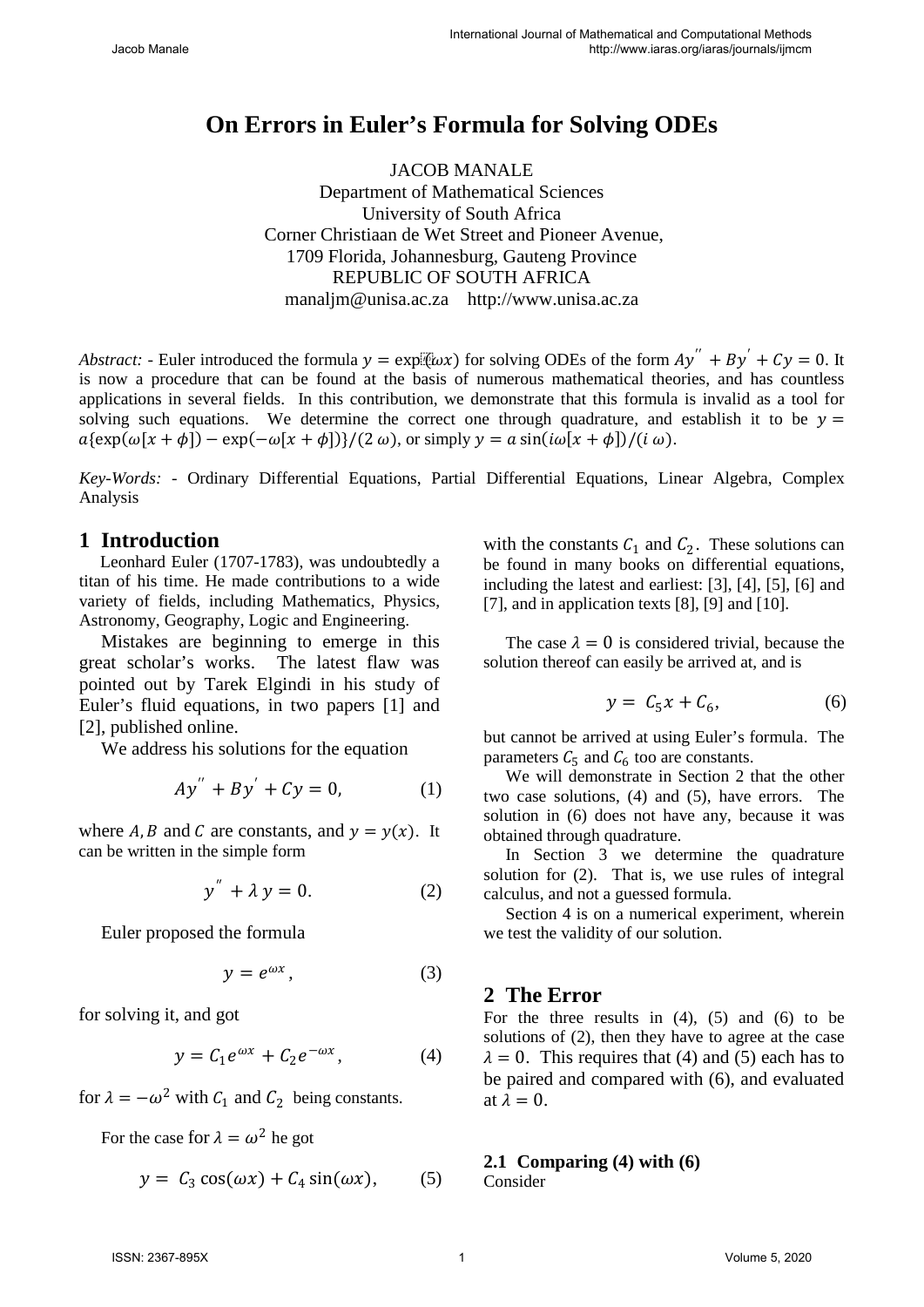# On Errors in Euler's Formula for Solving ODEs

JACOB MANALE
Department of Mathematical Sciences
University of South Africa
Corner Christiaan de Wet Street and Pioneer Avenue,
1709 Florida, Johannesburg, Gauteng Province
REPUBLIC OF SOUTH AFRICA
manaljm@unisa.ac.za http://www.unisa.ac.za

*Abstract:* - Euler introduced the formula $y = \exp(\omega x)$ for solving ODEs of the form $Ay'' + By' + Cy = 0$. It is now a procedure that can be found at the basis of numerous mathematical theories, and has countless applications in several fields. In this contribution, we demonstrate that this formula is invalid as a tool for solving such equations. We determine the correct one through quadrature, and establish it to be $y = a\{\exp(\omega[x+\phi]) - \exp(-\omega[x+\phi])\}/(2\,\omega)$, or simply $y = a\sin(i\omega[x+\phi])/(i\,\omega)$.

*Key-Words:* - Ordinary Differential Equations, Partial Differential Equations, Linear Algebra, Complex Analysis

## 1 Introduction

Leonhard Euler (1707-1783), was undoubtedly a titan of his time. He made contributions to a wide variety of fields, including Mathematics, Physics, Astronomy, Geography, Logic and Engineering.

Mistakes are beginning to emerge in this great scholar's works. The latest flaw was pointed out by Tarek Elgindi in his study of Euler's fluid equations, in two papers [1] and [2], published online.

We address his solutions for the equation

$$Ay'' + By' + Cy = 0, \tag{1}$$

where $A, B$ and $C$ are constants, and $y = y(x)$. It can be written in the simple form

$$y'' + \lambda\, y = 0. \tag{2}$$

Euler proposed the formula

$$y = e^{\omega x}, \tag{3}$$

for solving it, and got

$$y = C_1 e^{\omega x} + C_2 e^{-\omega x}, \tag{4}$$

for $\lambda = -\omega^2$ with $C_1$ and $C_2$ being constants.

For the case for $\lambda = \omega^2$ he got

$$y = C_3\cos(\omega x) + C_4\sin(\omega x), \tag{5}$$

with the constants $C_1$ and $C_2$. These solutions can be found in many books on differential equations, including the latest and earliest: [3], [4], [5], [6] and [7], and in application texts [8], [9] and [10].

The case $\lambda = 0$ is considered trivial, because the solution thereof can easily be arrived at, and is

$$y = C_5 x + C_6, \tag{6}$$

but cannot be arrived at using Euler's formula. The parameters $C_5$ and $C_6$ too are constants.

We will demonstrate in Section 2 that the other two case solutions, (4) and (5), have errors. The solution in (6) does not have any, because it was obtained through quadrature.

In Section 3 we determine the quadrature solution for (2). That is, we use rules of integral calculus, and not a guessed formula.

Section 4 is on a numerical experiment, wherein we test the validity of our solution.

## 2 The Error

For the three results in (4), (5) and (6) to be solutions of (2), then they have to agree at the case $\lambda = 0$. This requires that (4) and (5) each has to be paired and compared with (6), and evaluated at $\lambda = 0$.

### 2.1 Comparing (4) with (6)

Consider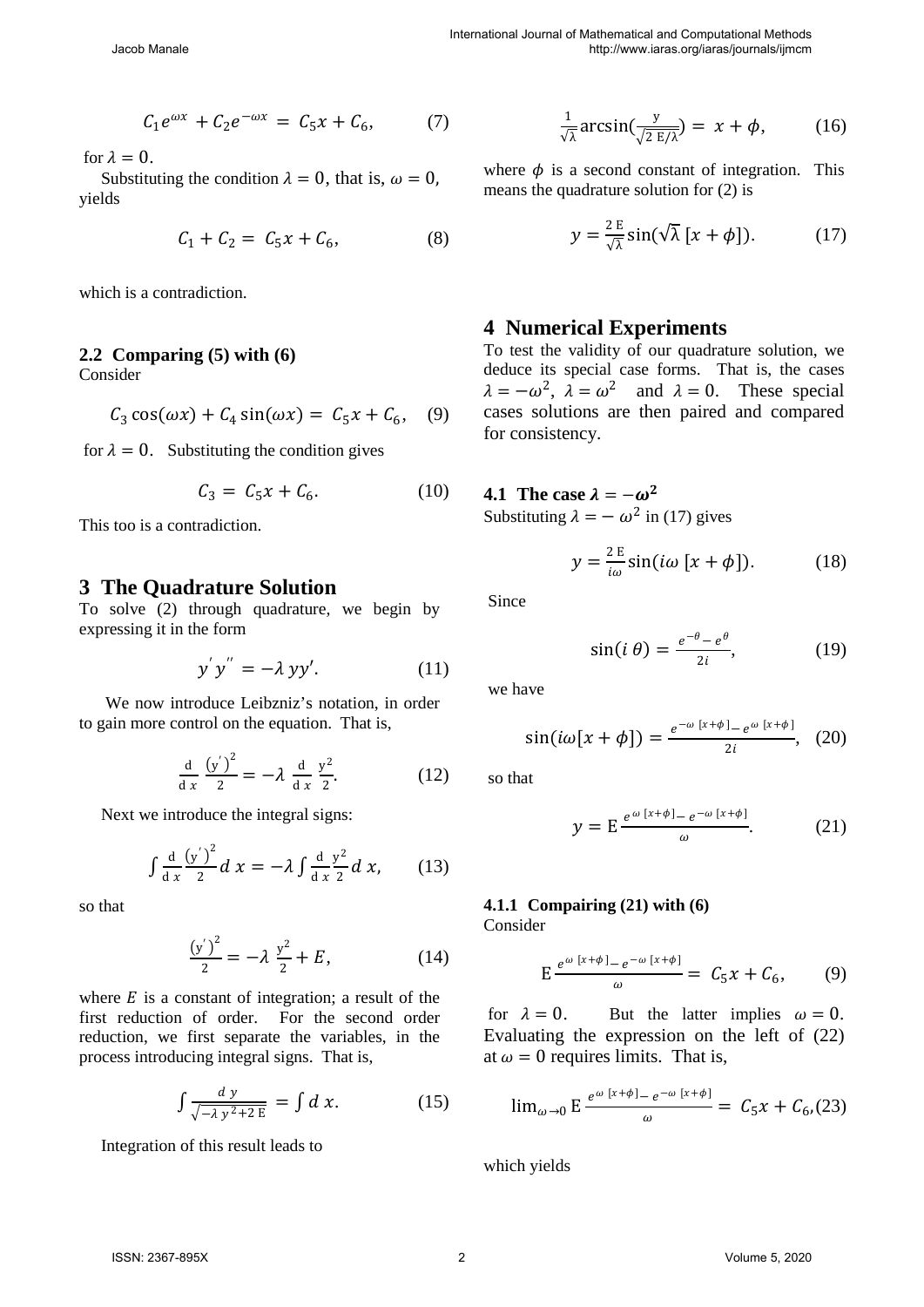$$C_1 e^{\omega x} + C_2 e^{-\omega x} = C_5 x + C_6, \qquad (7)$$

for $\lambda = 0$.

Substituting the condition $\lambda = 0$, that is, $\omega = 0$, yields

$$C_1 + C_2 = C_5 x + C_6, \qquad (8)$$

which is a contradiction.

### 2.2 Comparing (5) with (6)

Consider

$$C_3 \cos(\omega x) + C_4 \sin(\omega x) = C_5 x + C_6, \quad (9)$$

for $\lambda = 0$. Substituting the condition gives

$$C_3 = C_5 x + C_6. \qquad (10)$$

This too is a contradiction.

## 3 The Quadrature Solution

To solve (2) through quadrature, we begin by expressing it in the form

$$y' y'' = -\lambda\, y y'. \qquad (11)$$

We now introduce Leibzniz's notation, in order to gain more control on the equation. That is,

$$\frac{\mathrm{d}}{\mathrm{d}\,x} \frac{(y')^2}{2} = -\lambda \frac{\mathrm{d}}{\mathrm{d}\,x} \frac{y^2}{2}. \qquad (12)$$

Next we introduce the integral signs:

$$\int \frac{\mathrm{d}}{\mathrm{d}\,x} \frac{(y')^2}{2} d\,x = -\lambda \int \frac{\mathrm{d}}{\mathrm{d}\,x} \frac{y^2}{2} d\,x, \qquad (13)$$

so that

$$\frac{(y')^2}{2} = -\lambda \frac{y^2}{2} + E, \qquad (14)$$

where $E$ is a constant of integration; a result of the first reduction of order. For the second order reduction, we first separate the variables, in the process introducing integral signs. That is,

$$\int \frac{d\,y}{\sqrt{-\lambda\, y^2 + 2\,\mathrm{E}}} = \int d\,x. \qquad (15)$$

Integration of this result leads to

$$\frac{1}{\sqrt{\lambda}} \arcsin\left(\frac{y}{\sqrt{2\,\mathrm{E}/\lambda}}\right) = x + \phi, \qquad (16)$$

where $\phi$ is a second constant of integration. This means the quadrature solution for (2) is

$$y = \frac{2\,\mathrm{E}}{\sqrt{\lambda}} \sin(\sqrt{\lambda}\,[x + \phi]). \qquad (17)$$

## 4 Numerical Experiments

To test the validity of our quadrature solution, we deduce its special case forms. That is, the cases $\lambda = -\omega^2$, $\lambda = \omega^2$ and $\lambda = 0$. These special cases solutions are then paired and compared for consistency.

### 4.1 The case $\lambda = -\omega^2$

Substituting $\lambda = -\omega^2$ in (17) gives

$$y = \frac{2\,\mathrm{E}}{i\omega} \sin(i\omega\,[x + \phi]). \qquad (18)$$

Since

$$\sin(i\,\theta) = \frac{e^{-\theta} - e^{\theta}}{2i}, \qquad (19)$$

we have

$$\sin(i\omega[x + \phi]) = \frac{e^{-\omega\,[x+\phi]} - e^{\omega\,[x+\phi]}}{2i}, \quad (20)$$

so that

$$y = \mathrm{E}\, \frac{e^{\omega\,[x+\phi]} - e^{-\omega\,[x+\phi]}}{\omega}. \qquad (21)$$

#### 4.1.1 Compairing (21) with (6)

Consider

$$\mathrm{E}\, \frac{e^{\omega\,[x+\phi]} - e^{-\omega\,[x+\phi]}}{\omega} = C_5 x + C_6, \qquad (9)$$

for $\lambda = 0$. But the latter implies $\omega = 0$. Evaluating the expression on the left of (22) at $\omega = 0$ requires limits. That is,

$$\lim_{\omega \to 0} \mathrm{E}\, \frac{e^{\omega\,[x+\phi]} - e^{-\omega\,[x+\phi]}}{\omega} = C_5 x + C_6, (23)$$

which yields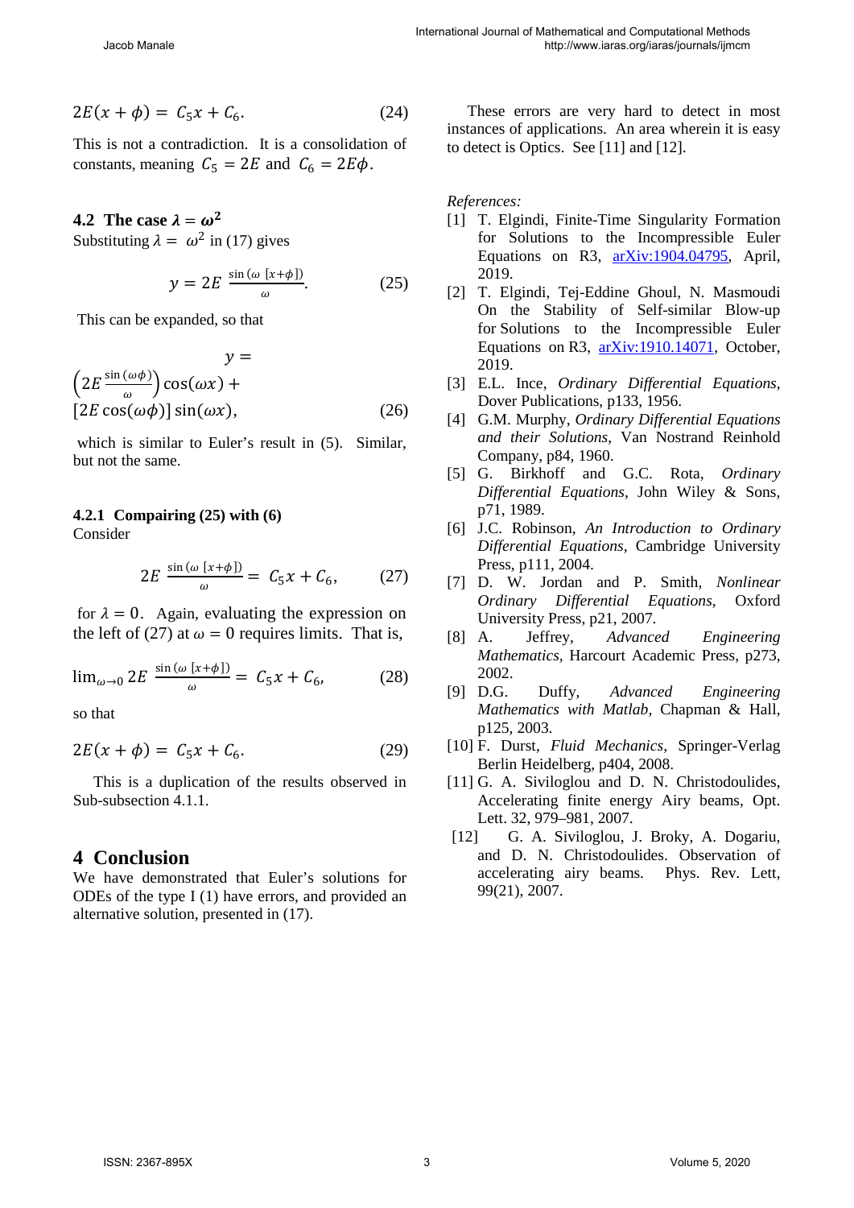$$2E(x + \phi) = C_5 x + C_6. \tag{24}$$

This is not a contradiction. It is a consolidation of constants, meaning $C_5 = 2E$ and $C_6 = 2E\phi$.

### 4.2 The case $\lambda = \omega^2$

Substituting $\lambda = \omega^2$ in (17) gives

$$y = 2E \, \frac{\sin(\omega \, [x+\phi])}{\omega}. \tag{25}$$

This can be expanded, so that

$$y = \left(2E \frac{\sin(\omega\phi)}{\omega}\right)\cos(\omega x) + [2E\cos(\omega\phi)]\sin(\omega x), \tag{26}$$

which is similar to Euler's result in (5). Similar, but not the same.

#### 4.2.1 Compairing (25) with (6)

Consider

$$2E \, \frac{\sin(\omega \, [x+\phi])}{\omega} = C_5 x + C_6, \tag{27}$$

for $\lambda = 0$. Again, evaluating the expression on the left of (27) at $\omega = 0$ requires limits. That is,

$$\lim_{\omega \to 0} 2E \, \frac{\sin(\omega \, [x+\phi])}{\omega} = C_5 x + C_6, \tag{28}$$

so that

$$2E(x + \phi) = C_5 x + C_6. \tag{29}$$

This is a duplication of the results observed in Sub-subsection 4.1.1.

## 4 Conclusion

We have demonstrated that Euler's solutions for ODEs of the type I (1) have errors, and provided an alternative solution, presented in (17).

These errors are very hard to detect in most instances of applications. An area wherein it is easy to detect is Optics. See [11] and [12].

*References:*

[1] T. Elgindi, Finite-Time Singularity Formation for Solutions to the Incompressible Euler Equations on R3, arXiv:1904.04795, April, 2019.

[2] T. Elgindi, Tej-Eddine Ghoul, N. Masmoudi On the Stability of Self-similar Blow-up for Solutions to the Incompressible Euler Equations on R3, arXiv:1910.14071, October, 2019.

[3] E.L. Ince, *Ordinary Differential Equations*, Dover Publications, p133, 1956.

[4] G.M. Murphy, *Ordinary Differential Equations and their Solutions*, Van Nostrand Reinhold Company, p84, 1960.

[5] G. Birkhoff and G.C. Rota, *Ordinary Differential Equations*, John Wiley & Sons, p71, 1989.

[6] J.C. Robinson, *An Introduction to Ordinary Differential Equations*, Cambridge University Press, p111, 2004.

[7] D. W. Jordan and P. Smith, *Nonlinear Ordinary Differential Equations*, Oxford University Press, p21, 2007.

[8] A. Jeffrey, *Advanced Engineering Mathematics*, Harcourt Academic Press, p273, 2002.

[9] D.G. Duffy, *Advanced Engineering Mathematics with Matlab*, Chapman & Hall, p125, 2003.

[10] F. Durst, *Fluid Mechanics*, Springer-Verlag Berlin Heidelberg, p404, 2008.

[11] G. A. Siviloglou and D. N. Christodoulides, Accelerating finite energy Airy beams, Opt. Lett. 32, 979–981, 2007.

[12] G. A. Siviloglou, J. Broky, A. Dogariu, and D. N. Christodoulides. Observation of accelerating airy beams. Phys. Rev. Lett, 99(21), 2007.